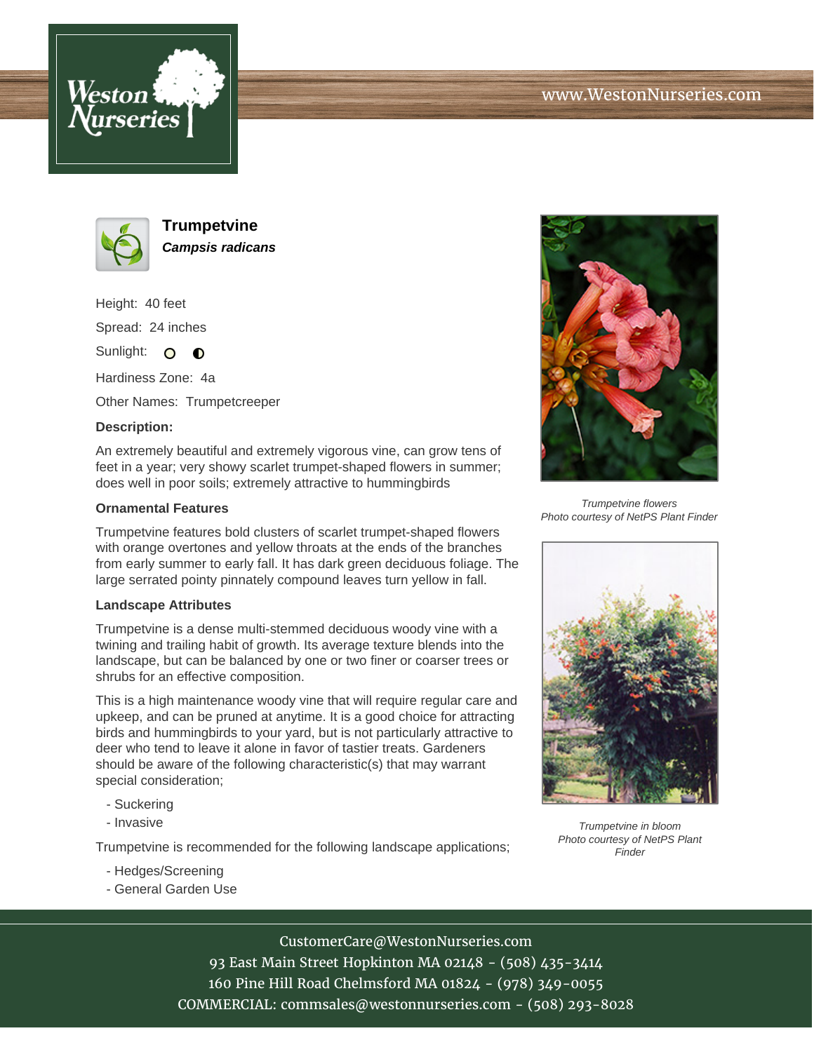# Trumpetvine

***Campsis radicans***

Height: 40 feet

Spread: 24 inches

Sunlight: ○ ◐

Hardiness Zone: 4a

Other Names: Trumpetcreeper

**Description:**

An extremely beautiful and extremely vigorous vine, can grow tens of feet in a year; very showy scarlet trumpet-shaped flowers in summer; does well in poor soils; extremely attractive to hummingbirds

**Ornamental Features**

Trumpetvine features bold clusters of scarlet trumpet-shaped flowers with orange overtones and yellow throats at the ends of the branches from early summer to early fall. It has dark green deciduous foliage. The large serrated pointy pinnately compound leaves turn yellow in fall.

**Landscape Attributes**

Trumpetvine is a dense multi-stemmed deciduous woody vine with a twining and trailing habit of growth. Its average texture blends into the landscape, but can be balanced by one or two finer or coarser trees or shrubs for an effective composition.

This is a high maintenance woody vine that will require regular care and upkeep, and can be pruned at anytime. It is a good choice for attracting birds and hummingbirds to your yard, but is not particularly attractive to deer who tend to leave it alone in favor of tastier treats. Gardeners should be aware of the following characteristic(s) that may warrant special consideration;

- Suckering
- Invasive

Trumpetvine is recommended for the following landscape applications;

- Hedges/Screening
- General Garden Use

*Trumpetvine flowers*
*Photo courtesy of NetPS Plant Finder*

*Trumpetvine in bloom*
*Photo courtesy of NetPS Plant Finder*

CustomerCare@WestonNurseries.com
93 East Main Street Hopkinton MA 02148 - (508) 435-3414
160 Pine Hill Road Chelmsford MA 01824 - (978) 349-0055
COMMERCIAL: commsales@westonnurseries.com - (508) 293-8028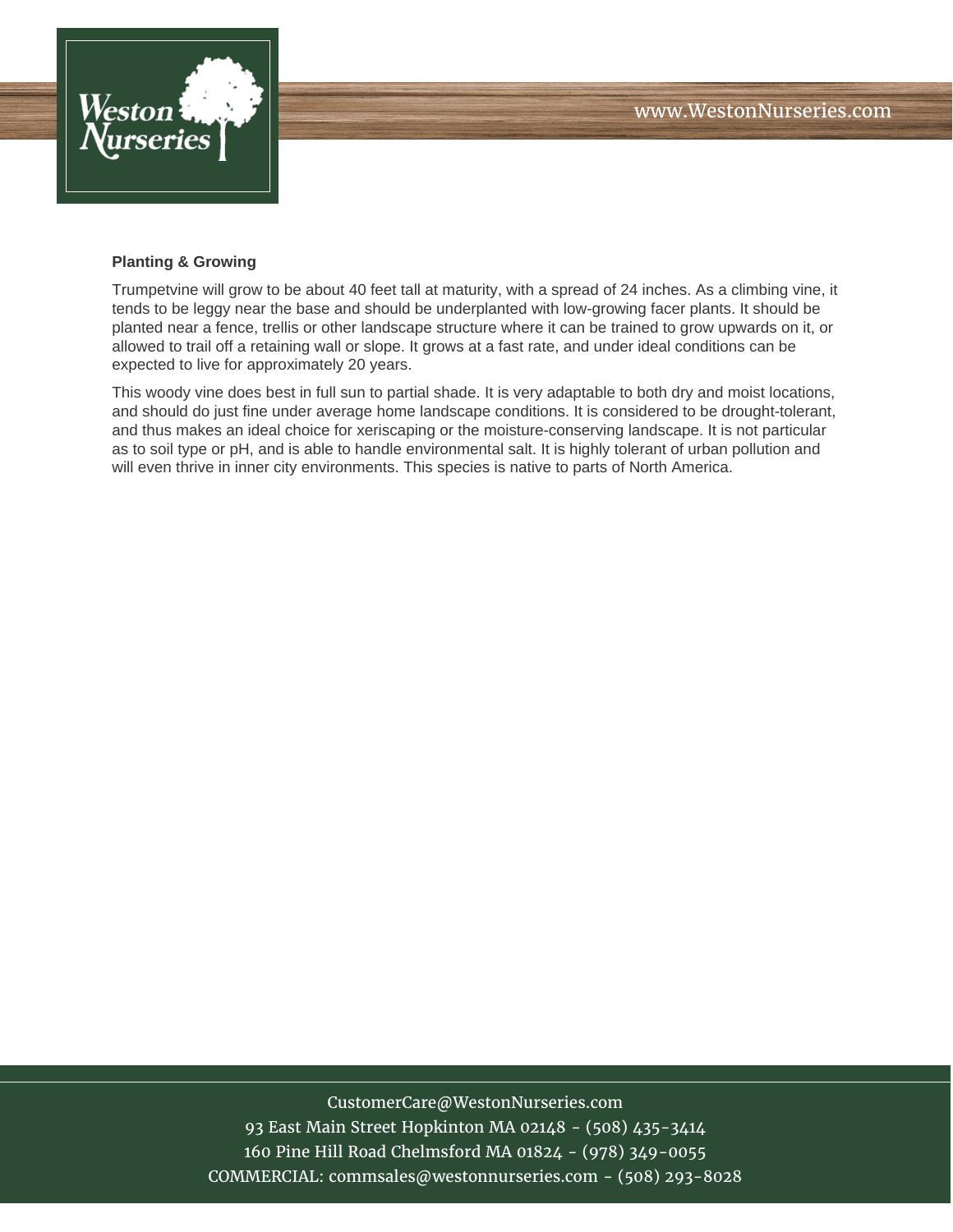### Planting & Growing

Trumpetvine will grow to be about 40 feet tall at maturity, with a spread of 24 inches. As a climbing vine, it tends to be leggy near the base and should be underplanted with low-growing facer plants. It should be planted near a fence, trellis or other landscape structure where it can be trained to grow upwards on it, or allowed to trail off a retaining wall or slope. It grows at a fast rate, and under ideal conditions can be expected to live for approximately 20 years.

This woody vine does best in full sun to partial shade. It is very adaptable to both dry and moist locations, and should do just fine under average home landscape conditions. It is considered to be drought-tolerant, and thus makes an ideal choice for xeriscaping or the moisture-conserving landscape. It is not particular as to soil type or pH, and is able to handle environmental salt. It is highly tolerant of urban pollution and will even thrive in inner city environments. This species is native to parts of North America.